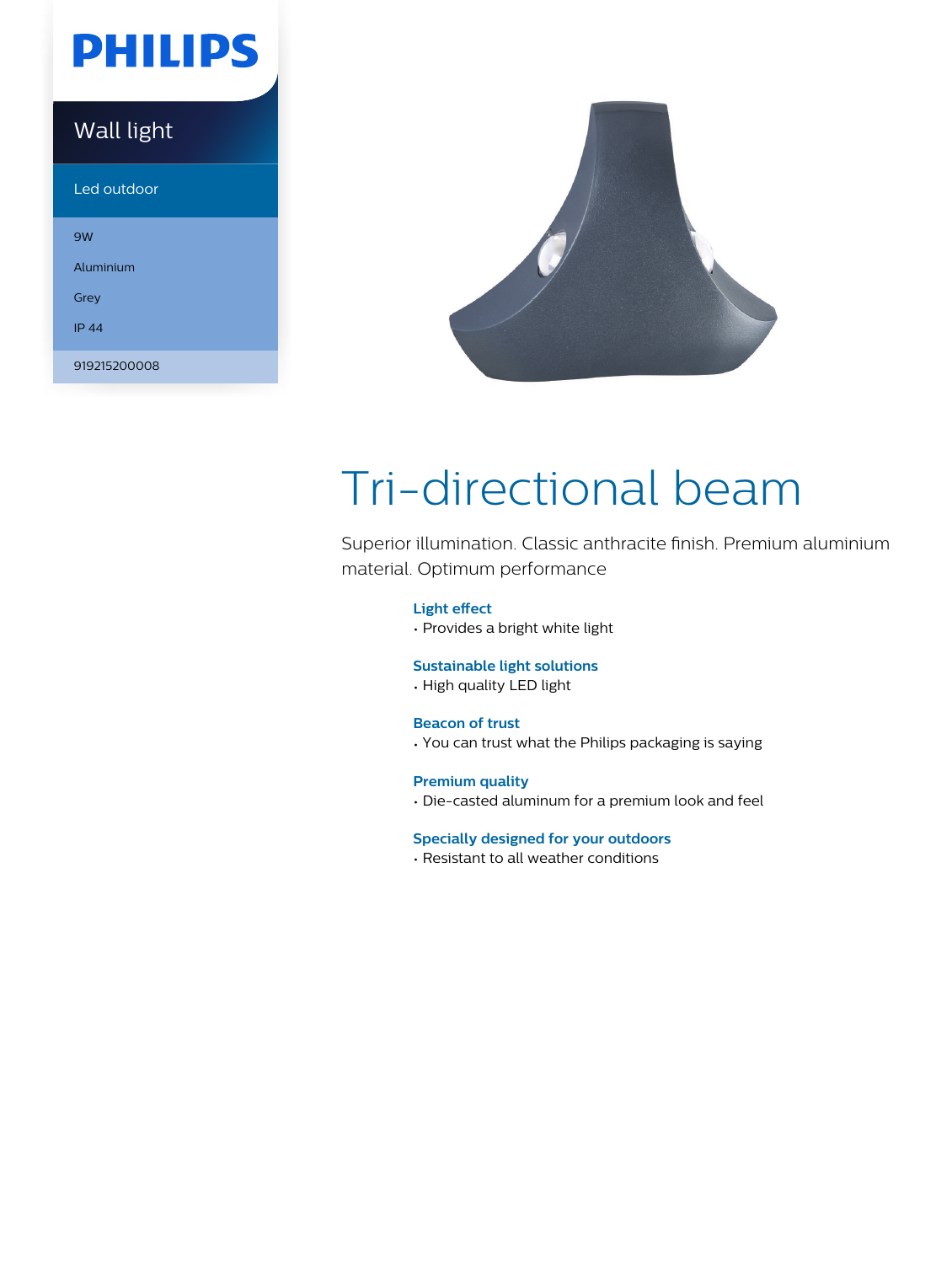# PHILIPS

## Wall light

Led outdoor

9W

Aluminium

Grey

IP 44

919215200008

# Tri-directional beam

Superior illumination. Classic anthracite finish. Premium aluminium material. Optimum performance

### Light effect

- Provides a bright white light

### Sustainable light solutions

- High quality LED light

### Beacon of trust

- You can trust what the Philips packaging is saying

### Premium quality

- Die-casted aluminum for a premium look and feel

### Specially designed for your outdoors

- Resistant to all weather conditions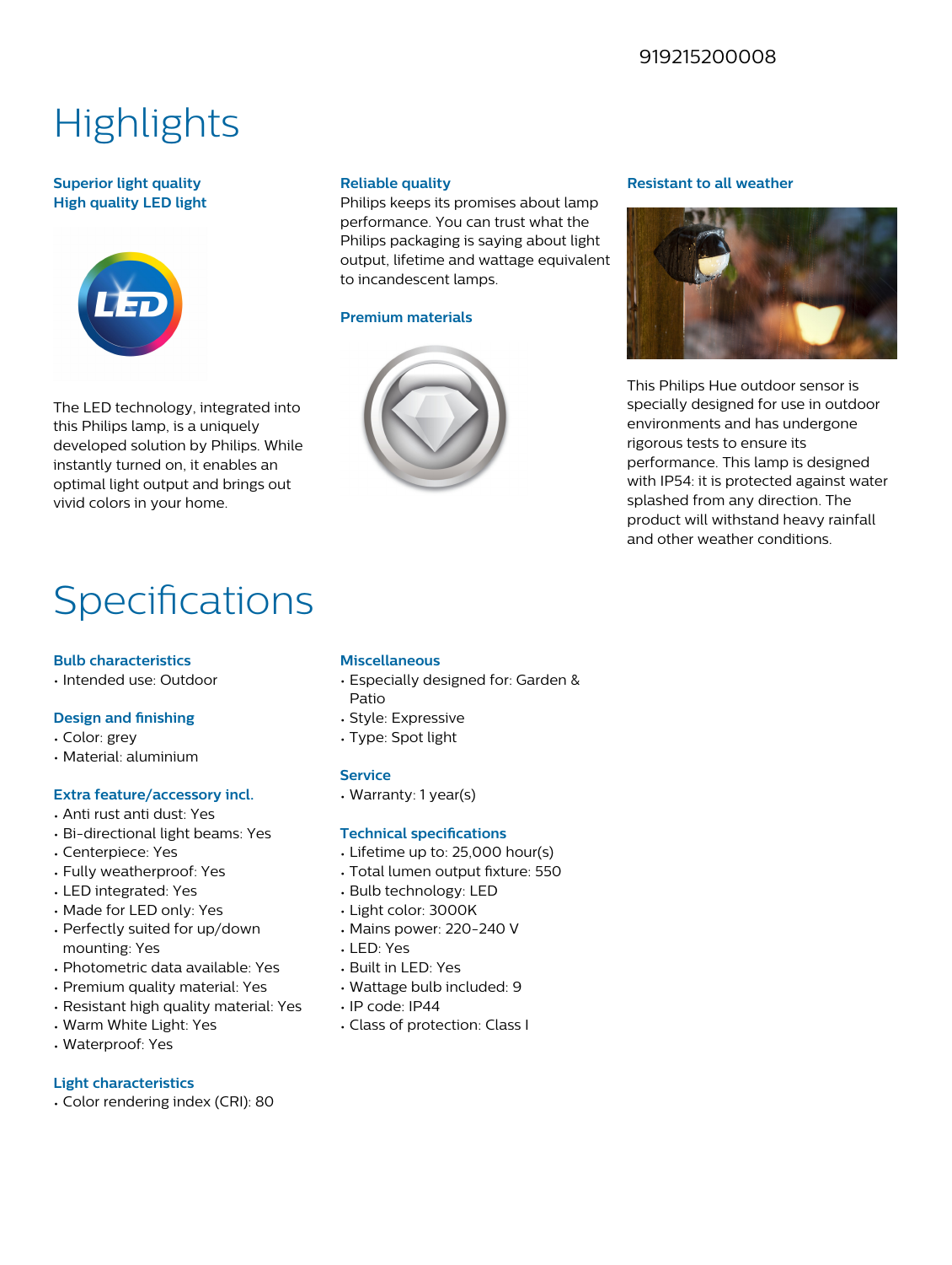919215200008

# Highlights

### Superior light quality

**High quality LED light**

The LED technology, integrated into this Philips lamp, is a uniquely developed solution by Philips. While instantly turned on, it enables an optimal light output and brings out vivid colors in your home.

### Reliable quality

Philips keeps its promises about lamp performance. You can trust what the Philips packaging is saying about light output, lifetime and wattage equivalent to incandescent lamps.

### Premium materials

### Resistant to all weather

This Philips Hue outdoor sensor is specially designed for use in outdoor environments and has undergone rigorous tests to ensure its performance. This lamp is designed with IP54: it is protected against water splashed from any direction. The product will withstand heavy rainfall and other weather conditions.

# Specifications

### Bulb characteristics

- Intended use: Outdoor

### Design and finishing

- Color: grey
- Material: aluminium

### Extra feature/accessory incl.

- Anti rust anti dust: Yes
- Bi-directional light beams: Yes
- Centerpiece: Yes
- Fully weatherproof: Yes
- LED integrated: Yes
- Made for LED only: Yes
- Perfectly suited for up/down mounting: Yes
- Photometric data available: Yes
- Premium quality material: Yes
- Resistant high quality material: Yes
- Warm White Light: Yes
- Waterproof: Yes

### Light characteristics

- Color rendering index (CRI): 80

### Miscellaneous

- Especially designed for: Garden & Patio
- Style: Expressive
- Type: Spot light

### Service

- Warranty: 1 year(s)

### Technical specifications

- Lifetime up to: 25,000 hour(s)
- Total lumen output fixture: 550
- Bulb technology: LED
- Light color: 3000K
- Mains power: 220-240 V
- LED: Yes
- Built in LED: Yes
- Wattage bulb included: 9
- IP code: IP44
- Class of protection: Class I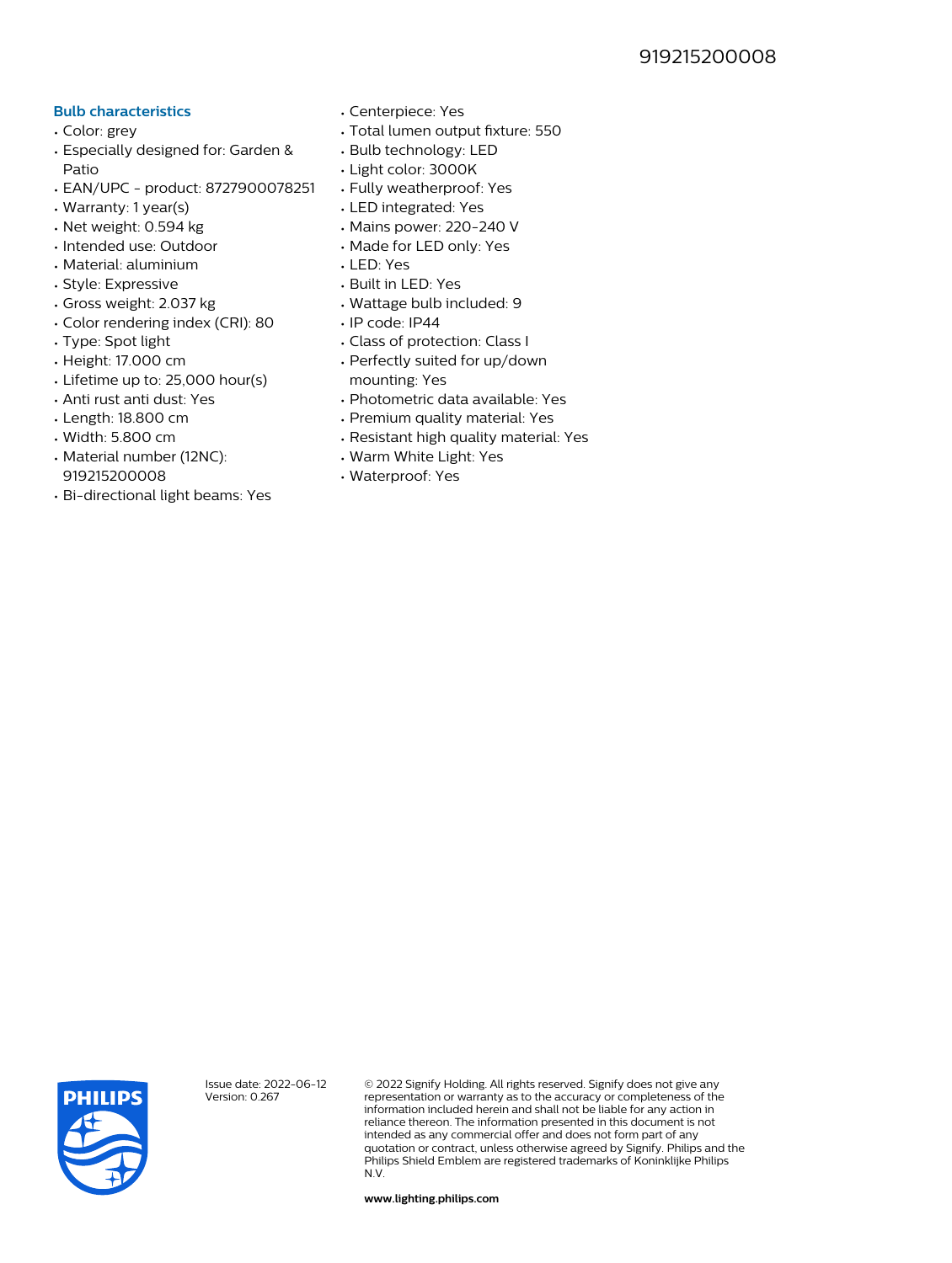## Bulb characteristics

- Color: grey
- Especially designed for: Garden & Patio
- EAN/UPC - product: 8727900078251
- Warranty: 1 year(s)
- Net weight: 0.594 kg
- Intended use: Outdoor
- Material: aluminium
- Style: Expressive
- Gross weight: 2.037 kg
- Color rendering index (CRI): 80
- Type: Spot light
- Height: 17.000 cm
- Lifetime up to: 25,000 hour(s)
- Anti rust anti dust: Yes
- Length: 18.800 cm
- Width: 5.800 cm
- Material number (12NC): 919215200008
- Bi-directional light beams: Yes
- Centerpiece: Yes
- Total lumen output fixture: 550
- Bulb technology: LED
- Light color: 3000K
- Fully weatherproof: Yes
- LED integrated: Yes
- Mains power: 220-240 V
- Made for LED only: Yes
- LED: Yes
- Built in LED: Yes
- Wattage bulb included: 9
- IP code: IP44
- Class of protection: Class I
- Perfectly suited for up/down mounting: Yes
- Photometric data available: Yes
- Premium quality material: Yes
- Resistant high quality material: Yes
- Warm White Light: Yes
- Waterproof: Yes

Issue date: 2022-06-12
Version: 0.267

© 2022 Signify Holding. All rights reserved. Signify does not give any representation or warranty as to the accuracy or completeness of the information included herein and shall not be liable for any action in reliance thereon. The information presented in this document is not intended as any commercial offer and does not form part of any quotation or contract, unless otherwise agreed by Signify. Philips and the Philips Shield Emblem are registered trademarks of Koninklijke Philips N.V.

**www.lighting.philips.com**